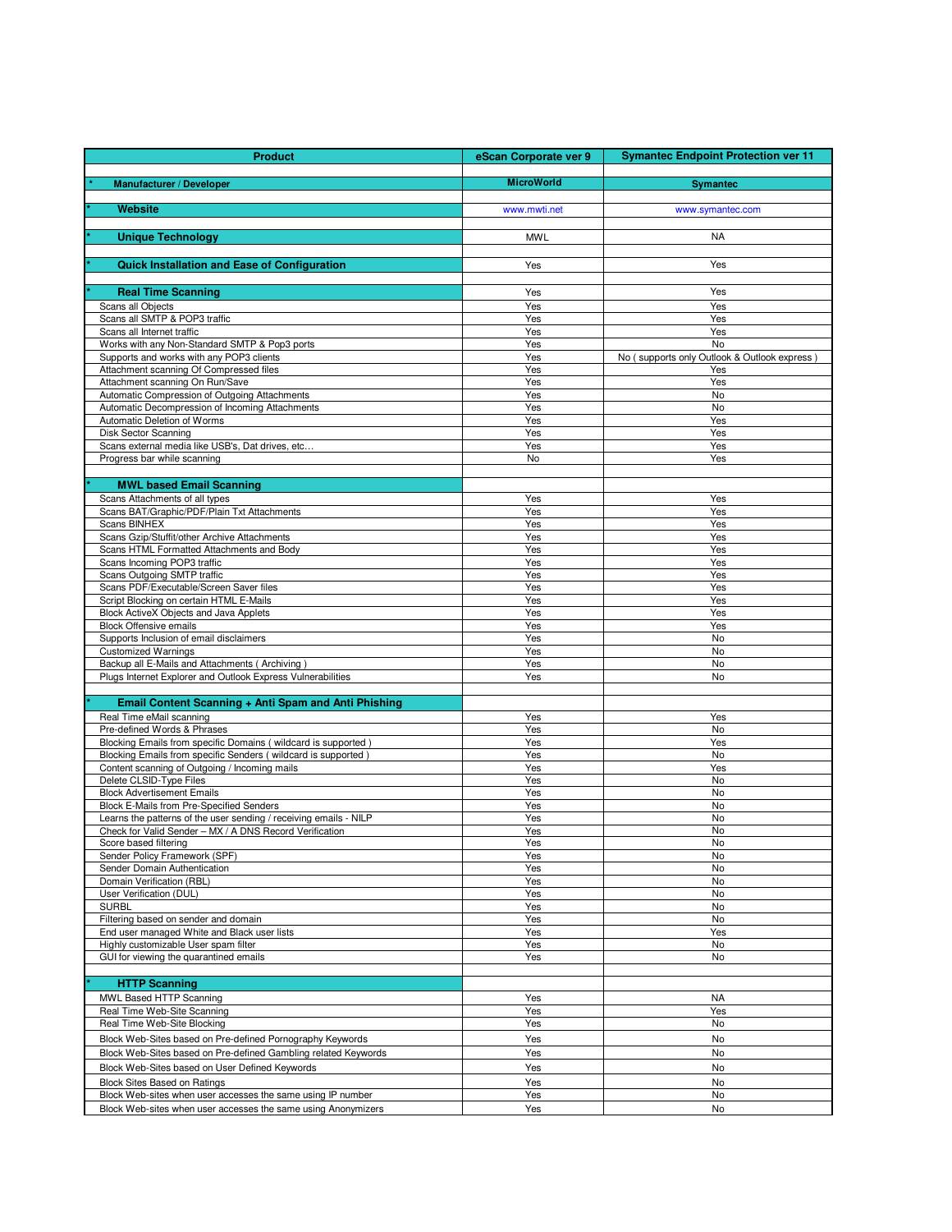| Product | eScan Corporate ver 9 | Symantec Endpoint Protection ver 11 |
|---|---|---|
| * **Manufacturer / Developer** | **MicroWorld** | **Symantec** |
| * **Website** | www.mwti.net | www.symantec.com |
| * **Unique Technology** | MWL | NA |
| * **Quick Installation and Ease of Configuration** | Yes | Yes |
| * **Real Time Scanning** | Yes | Yes |
| Scans all Objects | Yes | Yes |
| Scans all SMTP & POP3 traffic | Yes | Yes |
| Scans all Internet traffic | Yes | Yes |
| Works with any Non-Standard SMTP & Pop3 ports | Yes | No |
| Supports and works with any POP3 clients | Yes | No ( supports only Outlook & Outlook express ) |
| Attachment scanning Of Compressed files | Yes | Yes |
| Attachment scanning On Run/Save | Yes | Yes |
| Automatic Compression of Outgoing Attachments | Yes | No |
| Automatic Decompression of Incoming Attachments | Yes | No |
| Automatic Deletion of Worms | Yes | Yes |
| Disk Sector Scanning | Yes | Yes |
| Scans external media like USB's, Dat drives, etc… | Yes | Yes |
| Progress bar while scanning | No | Yes |
| * **MWL based Email Scanning** | | |
| Scans Attachments of all types | Yes | Yes |
| Scans BAT/Graphic/PDF/Plain Txt Attachments | Yes | Yes |
| Scans BINHEX | Yes | Yes |
| Scans Gzip/Stuffit/other Archive Attachments | Yes | Yes |
| Scans HTML Formatted Attachments and Body | Yes | Yes |
| Scans Incoming POP3 traffic | Yes | Yes |
| Scans Outgoing SMTP traffic | Yes | Yes |
| Scans PDF/Executable/Screen Saver files | Yes | Yes |
| Script Blocking on certain HTML E-Mails | Yes | Yes |
| Block ActiveX Objects and Java Applets | Yes | Yes |
| Block Offensive emails | Yes | Yes |
| Supports Inclusion of email disclaimers | Yes | No |
| Customized Warnings | Yes | No |
| Backup all E-Mails and Attachments ( Archiving ) | Yes | No |
| Plugs Internet Explorer and Outlook Express Vulnerabilities | Yes | No |
| * **Email Content Scanning + Anti Spam and Anti Phishing** | | |
| Real Time eMail scanning | Yes | Yes |
| Pre-defined Words & Phrases | Yes | No |
| Blocking Emails from specific Domains ( wildcard is supported ) | Yes | Yes |
| Blocking Emails from specific Senders ( wildcard is supported ) | Yes | No |
| Content scanning of Outgoing / Incoming mails | Yes | Yes |
| Delete CLSID-Type Files | Yes | No |
| Block Advertisement Emails | Yes | No |
| Block E-Mails from Pre-Specified Senders | Yes | No |
| Learns the patterns of the user sending / receiving emails - NILP | Yes | No |
| Check for Valid Sender – MX / A DNS Record Verification | Yes | No |
| Score based filtering | Yes | No |
| Sender Policy Framework (SPF) | Yes | No |
| Sender Domain Authentication | Yes | No |
| Domain Verification (RBL) | Yes | No |
| User Verification (DUL) | Yes | No |
| SURBL | Yes | No |
| Filtering based on sender and domain | Yes | No |
| End user managed White and Black user lists | Yes | Yes |
| Highly customizable User spam filter | Yes | No |
| GUI for viewing the quarantined emails | Yes | No |
| * **HTTP Scanning** | | |
| MWL Based HTTP Scanning | Yes | NA |
| Real Time Web-Site Scanning | Yes | Yes |
| Real Time Web-Site Blocking | Yes | No |
| Block Web-Sites based on Pre-defined Pornography Keywords | Yes | No |
| Block Web-Sites based on Pre-defined Gambling related Keywords | Yes | No |
| Block Web-Sites based on User Defined Keywords | Yes | No |
| Block Sites Based on Ratings | Yes | No |
| Block Web-sites when user accesses the same using IP number | Yes | No |
| Block Web-sites when user accesses the same using Anonymizers | Yes | No |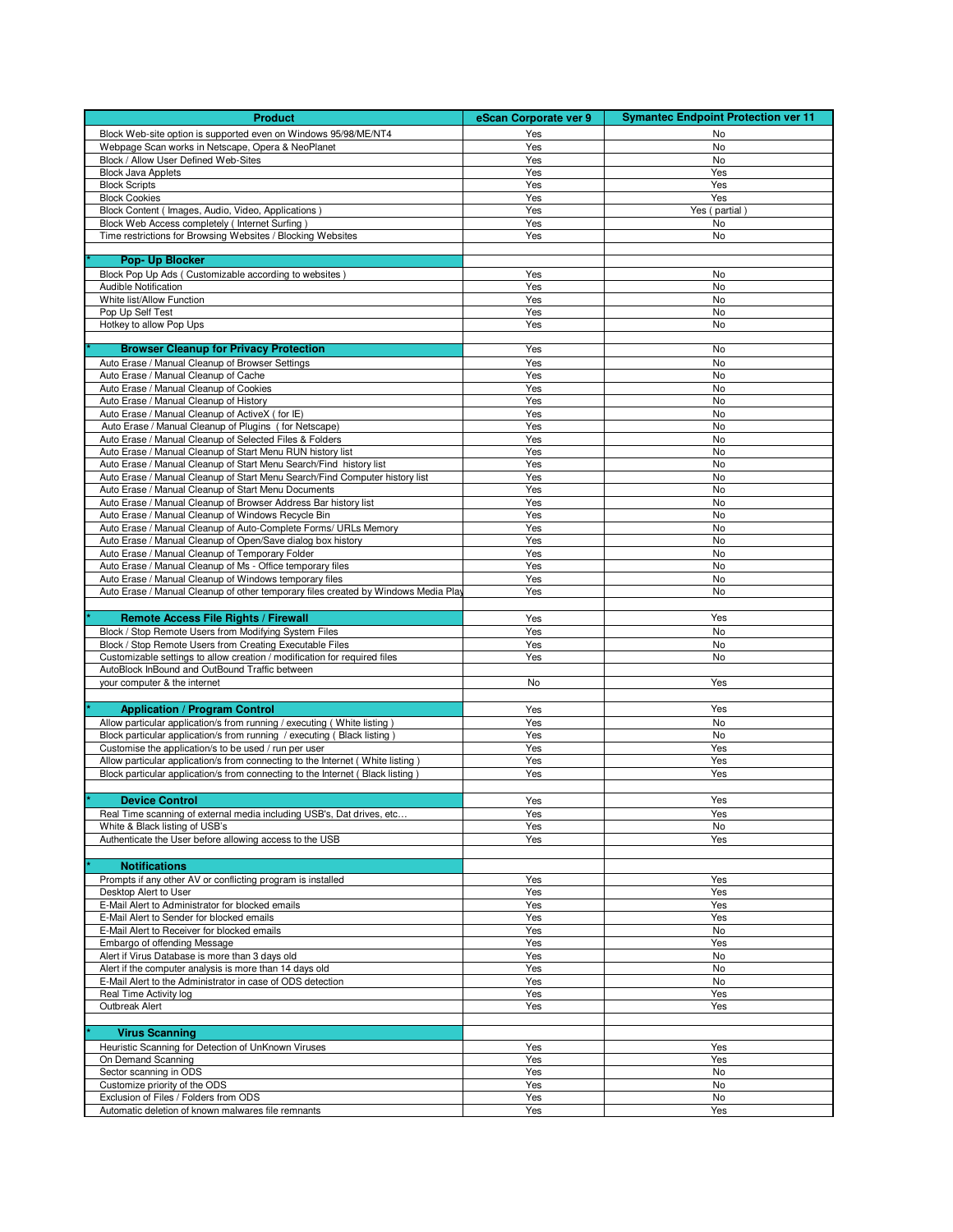| Product | eScan Corporate ver 9 | Symantec Endpoint Protection ver 11 |
|---|---|---|
| Block Web-site option is supported even on Windows 95/98/ME/NT4 | Yes | No |
| Webpage Scan works in Netscape, Opera & NeoPlanet | Yes | No |
| Block / Allow User Defined Web-Sites | Yes | No |
| Block Java Applets | Yes | Yes |
| Block Scripts | Yes | Yes |
| Block Cookies | Yes | Yes |
| Block Content ( Images, Audio, Video, Applications ) | Yes | Yes ( partial ) |
| Block Web Access completely ( Internet Surfing ) | Yes | No |
| Time restrictions for Browsing Websites / Blocking Websites | Yes | No |
| | | |
| * **Pop- Up Blocker** | | |
| Block Pop Up Ads ( Customizable according to websites ) | Yes | No |
| Audible Notification | Yes | No |
| White list/Allow Function | Yes | No |
| Pop Up Self Test | Yes | No |
| Hotkey to allow Pop Ups | Yes | No |
| | | |
| * **Browser Cleanup for Privacy Protection** | Yes | No |
| Auto Erase / Manual Cleanup of Browser Settings | Yes | No |
| Auto Erase / Manual Cleanup of Cache | Yes | No |
| Auto Erase / Manual Cleanup of Cookies | Yes | No |
| Auto Erase / Manual Cleanup of History | Yes | No |
| Auto Erase / Manual Cleanup of ActiveX ( for IE) | Yes | No |
| Auto Erase / Manual Cleanup of Plugins ( for Netscape) | Yes | No |
| Auto Erase / Manual Cleanup of Selected Files & Folders | Yes | No |
| Auto Erase / Manual Cleanup of Start Menu RUN history list | Yes | No |
| Auto Erase / Manual Cleanup of Start Menu Search/Find history list | Yes | No |
| Auto Erase / Manual Cleanup of Start Menu Search/Find Computer history list | Yes | No |
| Auto Erase / Manual Cleanup of Start Menu Documents | Yes | No |
| Auto Erase / Manual Cleanup of Browser Address Bar history list | Yes | No |
| Auto Erase / Manual Cleanup of Windows Recycle Bin | Yes | No |
| Auto Erase / Manual Cleanup of Auto-Complete Forms/ URLs Memory | Yes | No |
| Auto Erase / Manual Cleanup of Open/Save dialog box history | Yes | No |
| Auto Erase / Manual Cleanup of Temporary Folder | Yes | No |
| Auto Erase / Manual Cleanup of Ms - Office temporary files | Yes | No |
| Auto Erase / Manual Cleanup of Windows temporary files | Yes | No |
| Auto Erase / Manual Cleanup of other temporary files created by Windows Media Play | Yes | No |
| | | |
| * **Remote Access File Rights / Firewall** | Yes | Yes |
| Block / Stop Remote Users from Modifying System Files | Yes | No |
| Block / Stop Remote Users from Creating Executable Files | Yes | No |
| Customizable settings to allow creation / modification for required files | Yes | No |
| AutoBlock InBound and OutBound Traffic between your computer & the internet | No | Yes |
| | | |
| * **Application / Program Control** | Yes | Yes |
| Allow particular application/s from running / executing ( White listing ) | Yes | No |
| Block particular application/s from running / executing ( Black listing ) | Yes | No |
| Customise the application/s to be used / run per user | Yes | Yes |
| Allow particular application/s from connecting to the Internet ( White listing ) | Yes | Yes |
| Block particular application/s from connecting to the Internet ( Black listing ) | Yes | Yes |
| | | |
| * **Device Control** | Yes | Yes |
| Real Time scanning of external media including USB's, Dat drives, etc… | Yes | Yes |
| White & Black listing of USB's | Yes | No |
| Authenticate the User before allowing access to the USB | Yes | Yes |
| | | |
| * **Notifications** | | |
| Prompts if any other AV or conflicting program is installed | Yes | Yes |
| Desktop Alert to User | Yes | Yes |
| E-Mail Alert to Administrator for blocked emails | Yes | Yes |
| E-Mail Alert to Sender for blocked emails | Yes | Yes |
| E-Mail Alert to Receiver for blocked emails | Yes | No |
| Embargo of offending Message | Yes | Yes |
| Alert if Virus Database is more than 3 days old | Yes | No |
| Alert if the computer analysis is more than 14 days old | Yes | No |
| E-Mail Alert to the Administrator in case of ODS detection | Yes | No |
| Real Time Activity log | Yes | Yes |
| Outbreak Alert | Yes | Yes |
| | | |
| * **Virus Scanning** | | |
| Heuristic Scanning for Detection of UnKnown Viruses | Yes | Yes |
| On Demand Scanning | Yes | Yes |
| Sector scanning in ODS | Yes | No |
| Customize priority of the ODS | Yes | No |
| Exclusion of Files / Folders from ODS | Yes | No |
| Automatic deletion of known malwares file remnants | Yes | Yes |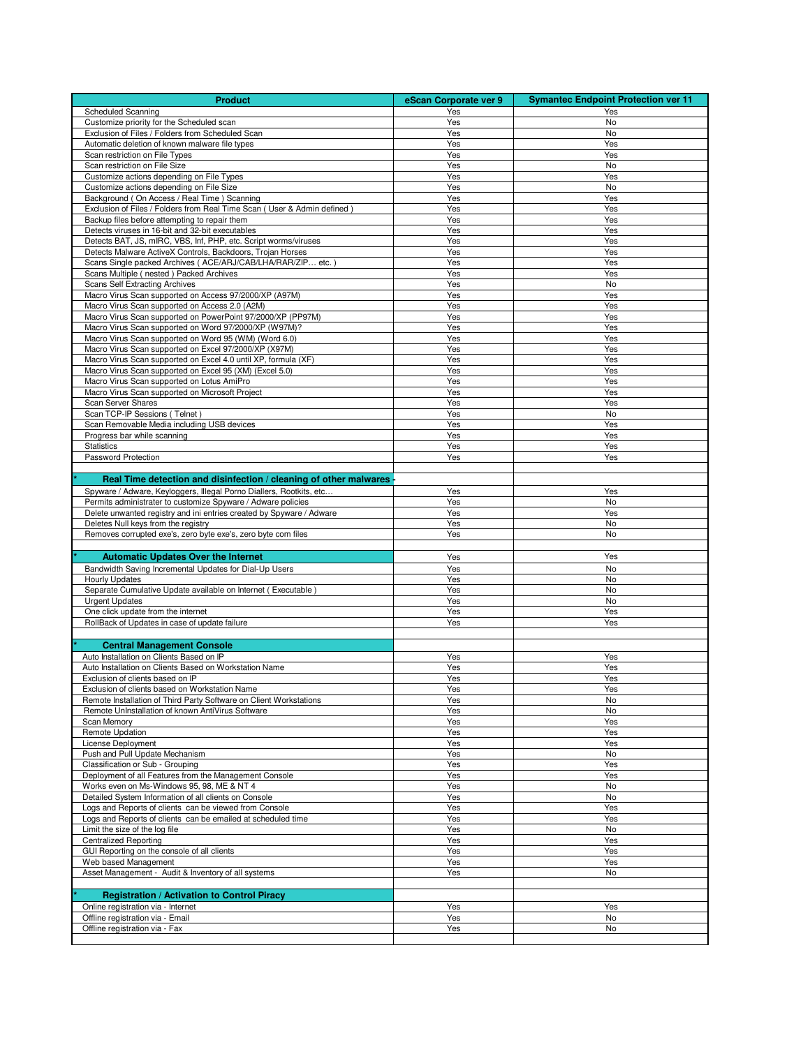| Product | eScan Corporate ver 9 | Symantec Endpoint Protection ver 11 |
|---|---|---|
| Scheduled Scanning | Yes | Yes |
| Customize priority for the Scheduled scan | Yes | No |
| Exclusion of Files / Folders from Scheduled Scan | Yes | No |
| Automatic deletion of known malware file types | Yes | Yes |
| Scan restriction on File Types | Yes | Yes |
| Scan restriction on File Size | Yes | No |
| Customize actions depending on File Types | Yes | Yes |
| Customize actions depending on File Size | Yes | No |
| Background ( On Access / Real Time ) Scanning | Yes | Yes |
| Exclusion of Files / Folders from Real Time Scan ( User & Admin defined ) | Yes | Yes |
| Backup files before attempting to repair them | Yes | Yes |
| Detects viruses in 16-bit and 32-bit executables | Yes | Yes |
| Detects BAT, JS, mIRC, VBS, Inf, PHP, etc. Script worms/viruses | Yes | Yes |
| Detects Malware ActiveX Controls, Backdoors, Trojan Horses | Yes | Yes |
| Scans Single packed Archives ( ACE/ARJ/CAB/LHA/RAR/ZIP… etc. ) | Yes | Yes |
| Scans Multiple ( nested ) Packed Archives | Yes | Yes |
| Scans Self Extracting Archives | Yes | No |
| Macro Virus Scan supported on Access 97/2000/XP (A97M) | Yes | Yes |
| Macro Virus Scan supported on Access 2.0 (A2M) | Yes | Yes |
| Macro Virus Scan supported on PowerPoint 97/2000/XP (PP97M) | Yes | Yes |
| Macro Virus Scan supported on Word 97/2000/XP (W97M)? | Yes | Yes |
| Macro Virus Scan supported on Word 95 (WM) (Word 6.0) | Yes | Yes |
| Macro Virus Scan supported on Excel 97/2000/XP (X97M) | Yes | Yes |
| Macro Virus Scan supported on Excel 4.0 until XP, formula (XF) | Yes | Yes |
| Macro Virus Scan supported on Excel 95 (XM) (Excel 5.0) | Yes | Yes |
| Macro Virus Scan supported on Lotus AmiPro | Yes | Yes |
| Macro Virus Scan supported on Microsoft Project | Yes | Yes |
| Scan Server Shares | Yes | Yes |
| Scan TCP-IP Sessions ( Telnet ) | Yes | No |
| Scan Removable Media including USB devices | Yes | Yes |
| Progress bar while scanning | Yes | Yes |
| Statistics | Yes | Yes |
| Password Protection | Yes | Yes |
| | | |
| * **Real Time detection and disinfection / cleaning of other malwares** - | | |
| Spyware / Adware, Keyloggers, Illegal Porno Diallers, Rootkits, etc… | Yes | Yes |
| Permits administrater to customize Spyware / Adware policies | Yes | No |
| Delete unwanted registry and ini entries created by Spyware / Adware | Yes | Yes |
| Deletes Null keys from the registry | Yes | No |
| Removes corrupted exe's, zero byte exe's, zero byte com files | Yes | No |
| | | |
| * **Automatic Updates Over the Internet** | Yes | Yes |
| Bandwidth Saving Incremental Updates for Dial-Up Users | Yes | No |
| Hourly Updates | Yes | No |
| Separate Cumulative Update available on Internet ( Executable ) | Yes | No |
| Urgent Updates | Yes | No |
| One click update from the internet | Yes | Yes |
| RollBack of Updates in case of update failure | Yes | Yes |
| | | |
| * **Central Management Console** | | |
| Auto Installation on Clients Based on IP | Yes | Yes |
| Auto Installation on Clients Based on Workstation Name | Yes | Yes |
| Exclusion of clients based on IP | Yes | Yes |
| Exclusion of clients based on Workstation Name | Yes | Yes |
| Remote Installation of Third Party Software on Client Workstations | Yes | No |
| Remote UnInstallation of known AntiVirus Software | Yes | No |
| Scan Memory | Yes | Yes |
| Remote Updation | Yes | Yes |
| License Deployment | Yes | Yes |
| Push and Pull Update Mechanism | Yes | No |
| Classification or Sub - Grouping | Yes | Yes |
| Deployment of all Features from the Management Console | Yes | Yes |
| Works even on Ms-Windows 95, 98, ME & NT 4 | Yes | No |
| Detailed System Information of all clients on Console | Yes | No |
| Logs and Reports of clients can be viewed from Console | Yes | Yes |
| Logs and Reports of clients can be emailed at scheduled time | Yes | Yes |
| Limit the size of the log file | Yes | No |
| Centralized Reporting | Yes | Yes |
| GUI Reporting on the console of all clients | Yes | Yes |
| Web based Management | Yes | Yes |
| Asset Management - Audit & Inventory of all systems | Yes | No |
| | | |
| * **Registration / Activation to Control Piracy** | | |
| Online registration via - Internet | Yes | Yes |
| Offline registration via - Email | Yes | No |
| Offline registration via - Fax | Yes | No |
| | | |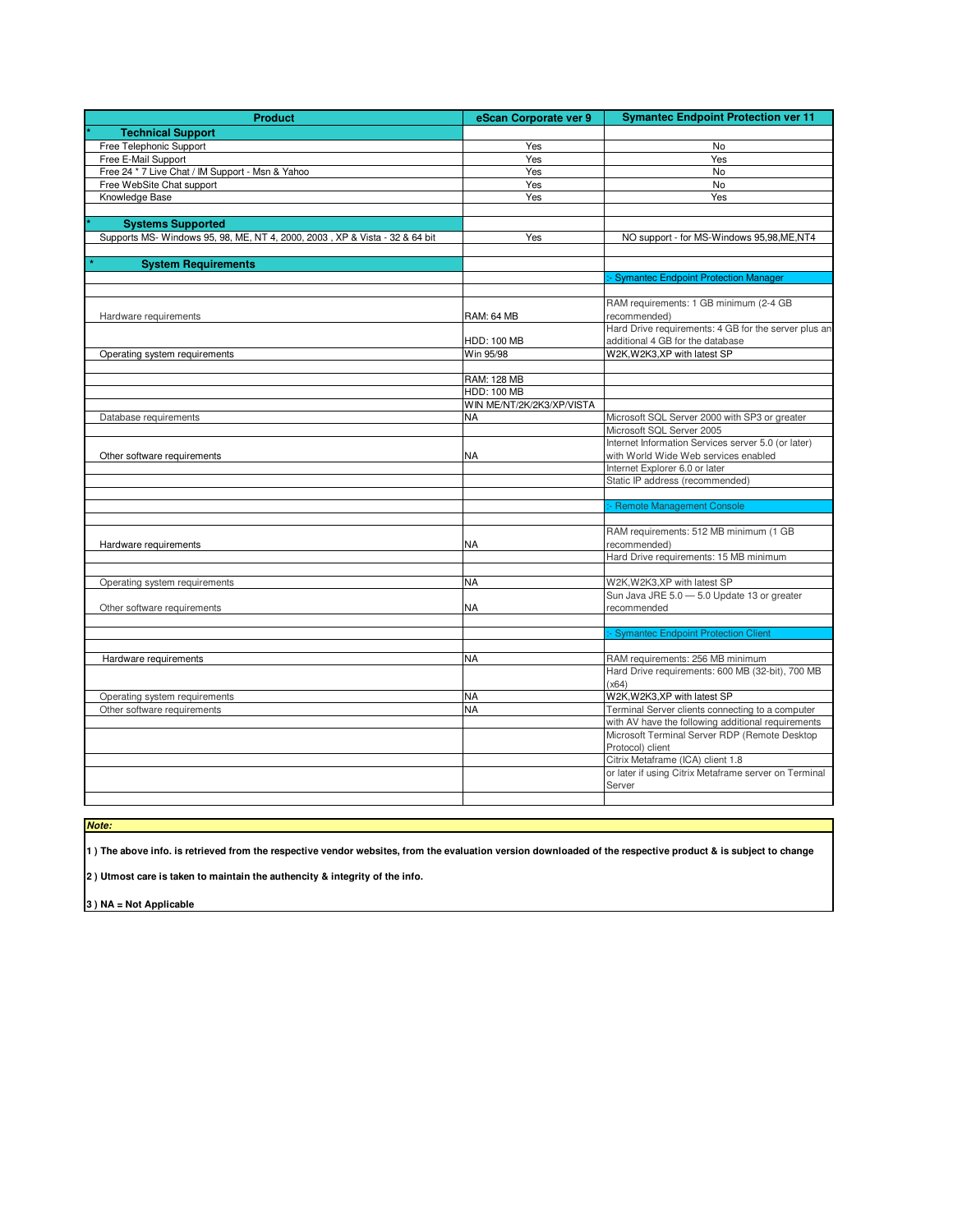| Product | eScan Corporate ver 9 | Symantec Endpoint Protection ver 11 |
|---|---|---|
| * **Technical Support** | | |
| Free Telephonic Support | Yes | No |
| Free E-Mail Support | Yes | Yes |
| Free 24 * 7 Live Chat / IM Support - Msn & Yahoo | Yes | No |
| Free WebSite Chat support | Yes | No |
| Knowledge Base | Yes | Yes |
| | | |
| * **Systems Supported** | | |
| Supports MS- Windows 95, 98, ME, NT 4, 2000, 2003 , XP & Vista - 32 & 64 bit | Yes | NO support - for MS-Windows 95,98,ME,NT4 |
| | | |
| * **System Requirements** | | |
| | | :- Symantec Endpoint Protection Manager |
| | | |
| Hardware requirements | RAM: 64 MB | RAM requirements: 1 GB minimum (2-4 GB recommended) |
| | HDD: 100 MB | Hard Drive requirements: 4 GB for the server plus an additional 4 GB for the database |
| Operating system requirements | Win 95/98 | W2K,W2K3,XP with latest SP |
| | | |
| | RAM: 128 MB | |
| | HDD: 100 MB | |
| | WIN ME/NT/2K/2K3/XP/VISTA | |
| Database requirements | NA | Microsoft SQL Server 2000 with SP3 or greater |
| | | Microsoft SQL Server 2005 |
| Other software requirements | NA | Internet Information Services server 5.0 (or later) with World Wide Web services enabled |
| | | Internet Explorer 6.0 or later |
| | | Static IP address (recommended) |
| | | |
| | | :- Remote Management Console |
| | | |
| Hardware requirements | NA | RAM requirements: 512 MB minimum (1 GB recommended) |
| | | Hard Drive requirements: 15 MB minimum |
| | | |
| Operating system requirements | NA | W2K,W2K3,XP with latest SP |
| Other software requirements | NA | Sun Java JRE 5.0 — 5.0 Update 13 or greater recommended |
| | | |
| | | :- Symantec Endpoint Protection Client |
| | | |
| Hardware requirements | NA | RAM requirements: 256 MB minimum |
| | | Hard Drive requirements: 600 MB (32-bit), 700 MB (x64) |
| Operating system requirements | NA | W2K,W2K3,XP with latest SP |
| Other software requirements | NA | Terminal Server clients connecting to a computer |
| | | with AV have the following additional requirements |
| | | Microsoft Terminal Server RDP (Remote Desktop Protocol) client |
| | | Citrix Metaframe (ICA) client 1.8 |
| | | or later if using Citrix Metaframe server on Terminal Server |
| | | |

***Note:***

**1 ) The above info. is retrieved from the respective vendor websites, from the evaluation version downloaded of the respective product & is subject to change**

**2 ) Utmost care is taken to maintain the authencity & integrity of the info.**

**3 ) NA = Not Applicable**